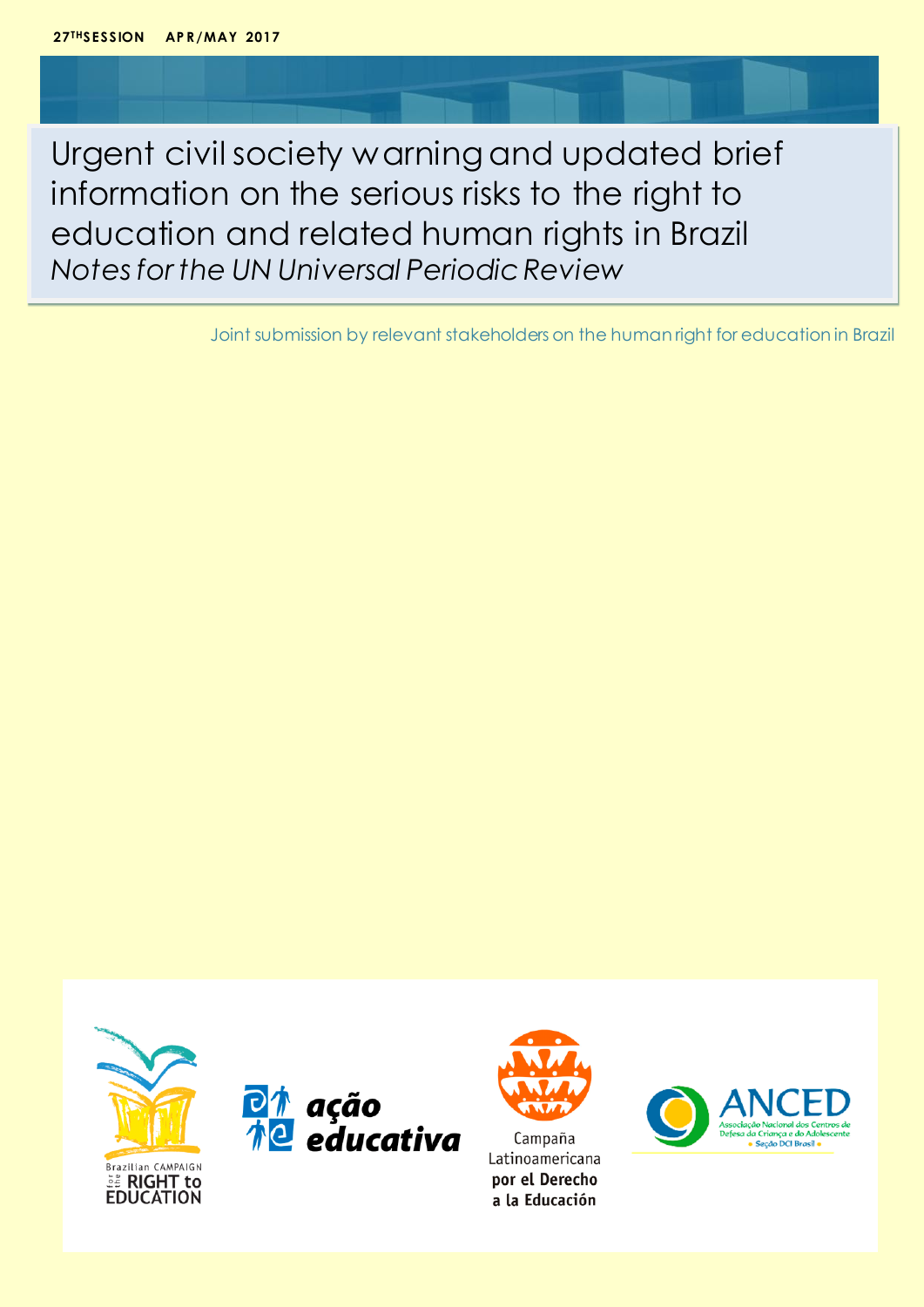27TH SESSION APR/MAY 2017

# Urgent civil society warning and updated brief information on the serious risks to the right to education and related human rights in Brazil

*Notes for the UN Universal Periodic Review*

Joint submission by relevant stakeholders on the human right for education in Brazil

Brazilian CAMPAIGN for the RIGHT to EDUCATION

ação educativa

Campaña Latinoamericana por el Derecho a la Educación

ANCED Associação Nacional dos Centros de Defesa da Criança e do Adolescente • Seção DCI Brasil •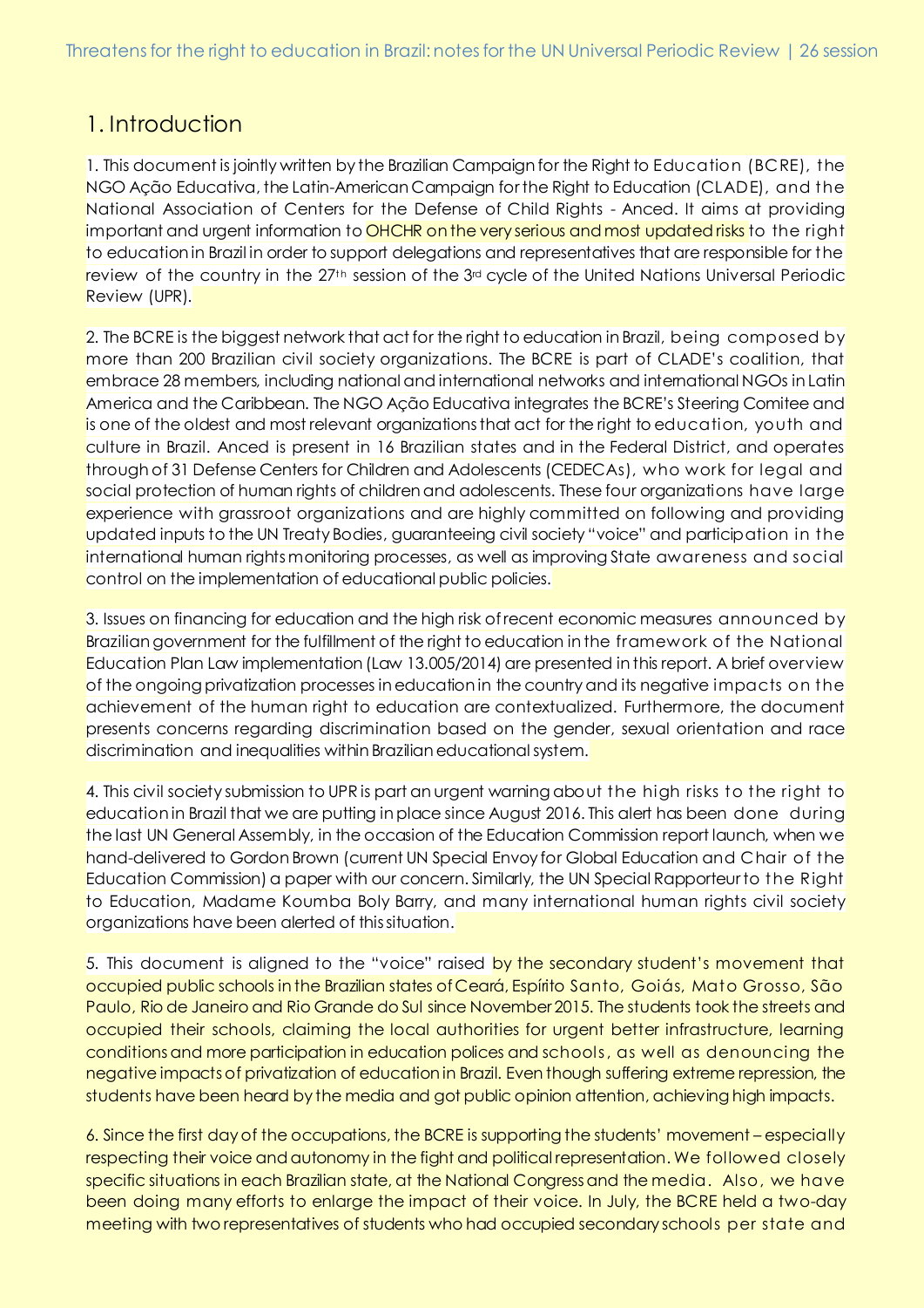# 1. Introduction

1. This document is jointly written by the Brazilian Campaign for the Right to Education (BCRE), the NGO Ação Educativa, the Latin-American Campaign for the Right to Education (CLADE), and the National Association of Centers for the Defense of Child Rights - Anced. It aims at providing important and urgent information to OHCHR on the very serious and most updated risks to the right to education in Brazil in order to support delegations and representatives that are responsible for the review of the country in the 27th session of the 3rd cycle of the United Nations Universal Periodic Review (UPR).

2. The BCRE is the biggest network that act for the right to education in Brazil, being composed by more than 200 Brazilian civil society organizations. The BCRE is part of CLADE's coalition, that embrace 28 members, including national and international networks and international NGOs in Latin America and the Caribbean. The NGO Ação Educativa integrates the BCRE's Steering Comitee and is one of the oldest and most relevant organizations that act for the right to education, youth and culture in Brazil. Anced is present in 16 Brazilian states and in the Federal District, and operates through of 31 Defense Centers for Children and Adolescents (CEDECAs), who work for legal and social protection of human rights of children and adolescents. These four organizations have large experience with grassroot organizations and are highly committed on following and providing updated inputs to the UN Treaty Bodies, guaranteeing civil society "voice" and participation in the international human rights monitoring processes, as well as improving State awareness and social control on the implementation of educational public policies.

3. Issues on financing for education and the high risk of recent economic measures announced by Brazilian government for the fulfillment of the right to education in the framework of the National Education Plan Law implementation (Law 13.005/2014) are presented in this report. A brief overview of the ongoing privatization processes in education in the country and its negative impacts on the achievement of the human right to education are contextualized. Furthermore, the document presents concerns regarding discrimination based on the gender, sexual orientation and race discrimination and inequalities within Brazilian educational system.

4. This civil society submission to UPR is part an urgent warning about the high risks to the right to education in Brazil that we are putting in place since August 2016. This alert has been done during the last UN General Assembly, in the occasion of the Education Commission report launch, when we hand-delivered to Gordon Brown (current UN Special Envoy for Global Education and Chair of the Education Commission) a paper with our concern. Similarly, the UN Special Rapporteur to the Right to Education, Madame Koumba Boly Barry, and many international human rights civil society organizations have been alerted of this situation.

5. This document is aligned to the "voice" raised by the secondary student's movement that occupied public schools in the Brazilian states of Ceará, Espírito Santo, Goiás, Mato Grosso, São Paulo, Rio de Janeiro and Rio Grande do Sul since November 2015. The students took the streets and occupied their schools, claiming the local authorities for urgent better infrastructure, learning conditions and more participation in education polices and schools, as well as denouncing the negative impacts of privatization of education in Brazil. Even though suffering extreme repression, the students have been heard by the media and got public opinion attention, achieving high impacts.

6. Since the first day of the occupations, the BCRE is supporting the students' movement – especially respecting their voice and autonomy in the fight and political representation. We followed closely specific situations in each Brazilian state, at the National Congress and the media. Also, we have been doing many efforts to enlarge the impact of their voice. In July, the BCRE held a two-day meeting with two representatives of students who had occupied secondary schools per state and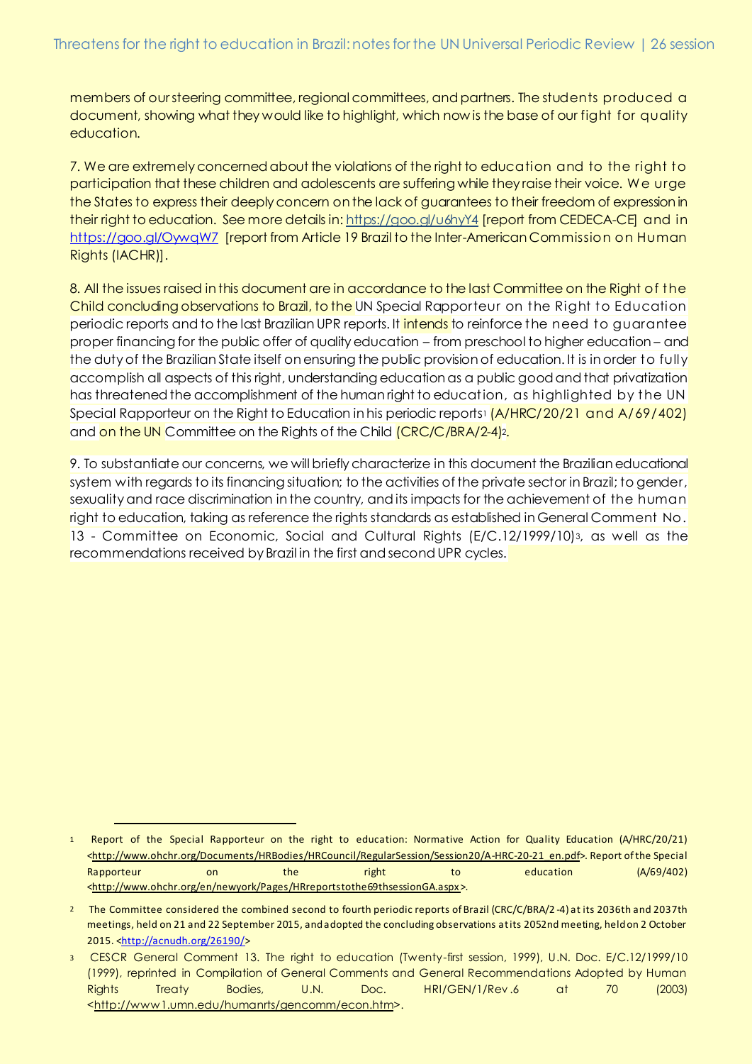members of our steering committee, regional committees, and partners. The students produced a document, showing what they would like to highlight, which now is the base of our fight for quality education.

7. We are extremely concerned about the violations of the right to education and to the right to participation that these children and adolescents are suffering while they raise their voice. We urge the States to express their deeply concern on the lack of guarantees to their freedom of expression in their right to education. See more details in: https://goo.gl/u6hyY4 [report from CEDECA-CE] and in https://goo.gl/OywqW7 [report from Article 19 Brazil to the Inter-American Commission on Human Rights (IACHR)].

8. All the issues raised in this document are in accordance to the last Committee on the Right of the Child concluding observations to Brazil, to the UN Special Rapporteur on the Right to Education periodic reports and to the last Brazilian UPR reports. It intends to reinforce the need to guarantee proper financing for the public offer of quality education – from preschool to higher education – and the duty of the Brazilian State itself on ensuring the public provision of education. It is in order to fully accomplish all aspects of this right, understanding education as a public good and that privatization has threatened the accomplishment of the human right to education, as highlighted by the UN Special Rapporteur on the Right to Education in his periodic reports[1] (A/HRC/20/21 and A/69/402) and on the UN Committee on the Rights of the Child (CRC/C/BRA/2-4)[2].

9. To substantiate our concerns, we will briefly characterize in this document the Brazilian educational system with regards to its financing situation; to the activities of the private sector in Brazil; to gender, sexuality and race discrimination in the country, and its impacts for the achievement of the human right to education, taking as reference the rights standards as established in General Comment No. 13 - Committee on Economic, Social and Cultural Rights (E/C.12/1999/10)[3], as well as the recommendations received by Brazil in the first and second UPR cycles.

---

[1] Report of the Special Rapporteur on the right to education: Normative Action for Quality Education (A/HRC/20/21) <http://www.ohchr.org/Documents/HRBodies/HRCouncil/RegularSession/Session20/A-HRC-20-21_en.pdf>. Report of the Special Rapporteur on the right to education (A/69/402) <http://www.ohchr.org/en/newyork/Pages/HRreportstothe69thsessionGA.aspx>.

[2] The Committee considered the combined second to fourth periodic reports of Brazil (CRC/C/BRA/2-4) at its 2036th and 2037th meetings, held on 21 and 22 September 2015, and adopted the concluding observations at its 2052nd meeting, held on 2 October 2015. <http://acnudh.org/26190/>

[3] CESCR General Comment 13. The right to education (Twenty-first session, 1999), U.N. Doc. E/C.12/1999/10 (1999), reprinted in Compilation of General Comments and General Recommendations Adopted by Human Rights Treaty Bodies, U.N. Doc. HRI/GEN/1/Rev.6 at 70 (2003) <http://www1.umn.edu/humanrts/gencomm/econ.htm>.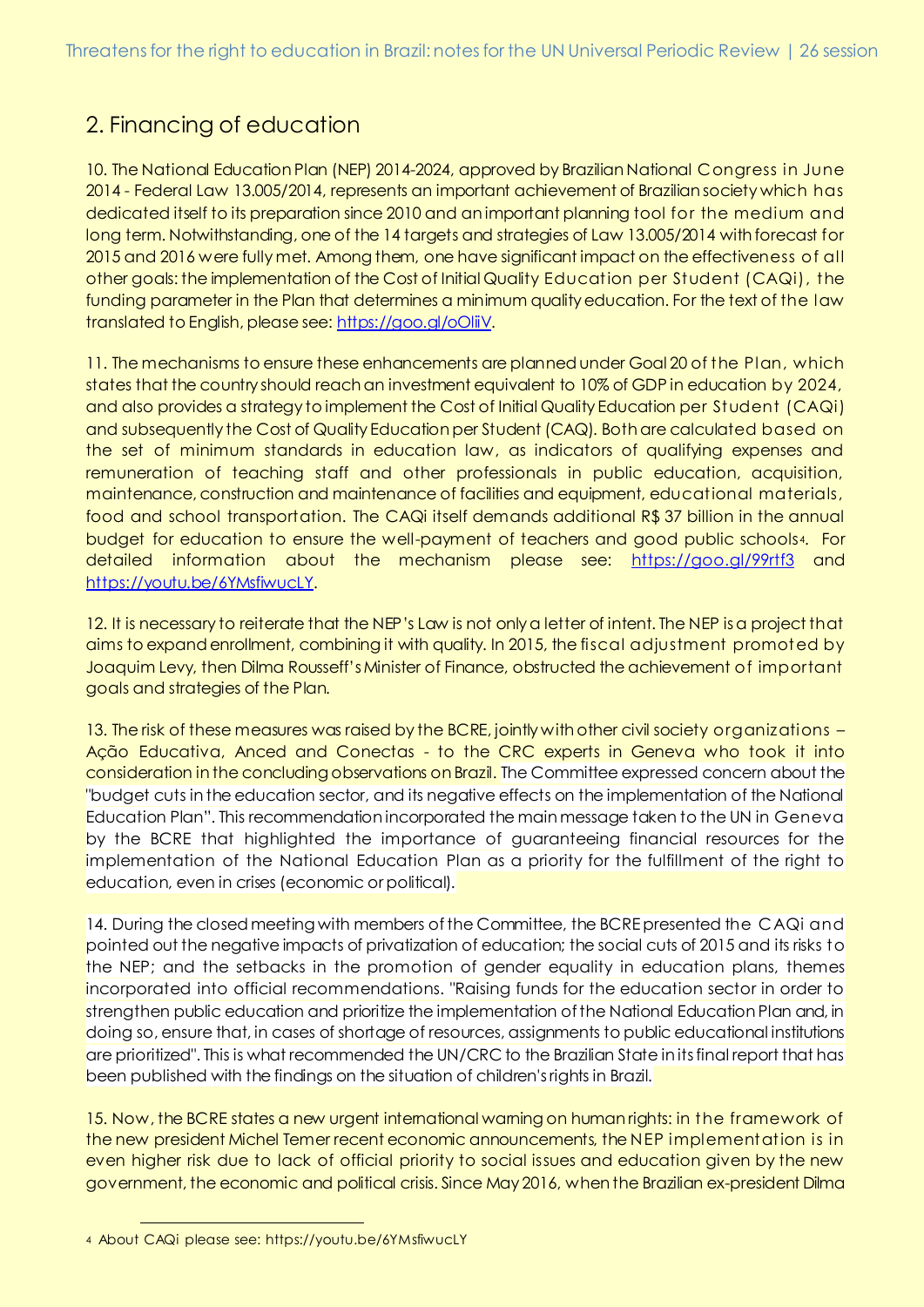## 2. Financing of education

10. The National Education Plan (NEP) 2014-2024, approved by Brazilian National Congress in June 2014 - Federal Law 13.005/2014, represents an important achievement of Brazilian society which has dedicated itself to its preparation since 2010 and an important planning tool for the medium and long term. Notwithstanding, one of the 14 targets and strategies of Law 13.005/2014 with forecast for 2015 and 2016 were fully met. Among them, one have significant impact on the effectiveness of all other goals: the implementation of the Cost of Initial Quality Education per Student (CAQi), the funding parameter in the Plan that determines a minimum quality education. For the text of the law translated to English, please see: [https://goo.gl/oOliiV](https://goo.gl/oOliiV).

11. The mechanisms to ensure these enhancements are planned under Goal 20 of the Plan, which states that the country should reach an investment equivalent to 10% of GDP in education by 2024, and also provides a strategy to implement the Cost of Initial Quality Education per Student (CAQi) and subsequently the Cost of Quality Education per Student (CAQ). Both are calculated based on the set of minimum standards in education law, as indicators of qualifying expenses and remuneration of teaching staff and other professionals in public education, acquisition, maintenance, construction and maintenance of facilities and equipment, educational materials, food and school transportation. The CAQi itself demands additional R$ 37 billion in the annual budget for education to ensure the well-payment of teachers and good public schools[4]. For detailed information about the mechanism please see: [https://goo.gl/99rtf3](https://goo.gl/99rtf3) and [https://youtu.be/6YMsfiwucLY](https://youtu.be/6YMsfiwucLY).

12. It is necessary to reiterate that the NEP's Law is not only a letter of intent. The NEP is a project that aims to expand enrollment, combining it with quality. In 2015, the fiscal adjustment promoted by Joaquim Levy, then Dilma Rousseff's Minister of Finance, obstructed the achievement of important goals and strategies of the Plan.

13. The risk of these measures was raised by the BCRE, jointly with other civil society organizations – Ação Educativa, Anced and Conectas - to the CRC experts in Geneva who took it into consideration in the concluding observations on Brazil. The Committee expressed concern about the "budget cuts in the education sector, and its negative effects on the implementation of the National Education Plan". This recommendation incorporated the main message taken to the UN in Geneva by the BCRE that highlighted the importance of guaranteeing financial resources for the implementation of the National Education Plan as a priority for the fulfillment of the right to education, even in crises (economic or political).

14. During the closed meeting with members of the Committee, the BCRE presented the CAQi and pointed out the negative impacts of privatization of education; the social cuts of 2015 and its risks to the NEP; and the setbacks in the promotion of gender equality in education plans, themes incorporated into official recommendations. "Raising funds for the education sector in order to strengthen public education and prioritize the implementation of the National Education Plan and, in doing so, ensure that, in cases of shortage of resources, assignments to public educational institutions are prioritized". This is what recommended the UN/CRC to the Brazilian State in its final report that has been published with the findings on the situation of children's rights in Brazil.

15. Now, the BCRE states a new urgent international warning on human rights: in the framework of the new president Michel Temer recent economic announcements, the NEP implementation is in even higher risk due to lack of official priority to social issues and education given by the new government, the economic and political crisis. Since May 2016, when the Brazilian ex-president Dilma

---

[4] About CAQi please see: https://youtu.be/6YMsfiwucLY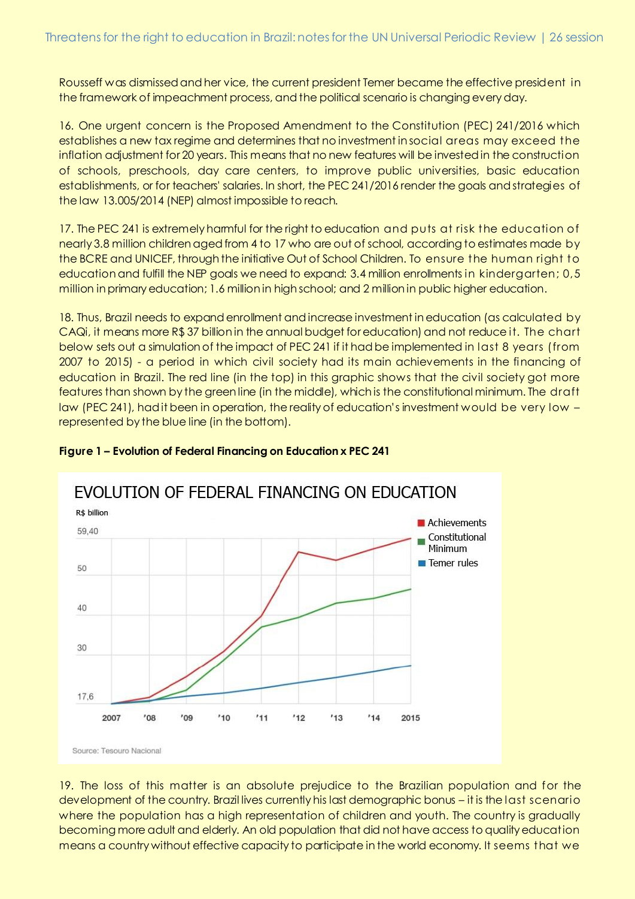Rousseff was dismissed and her vice, the current president Temer became the effective president in the framework of impeachment process, and the political scenario is changing every day.

16. One urgent concern is the Proposed Amendment to the Constitution (PEC) 241/2016 which establishes a new tax regime and determines that no investment in social areas may exceed the inflation adjustment for 20 years. This means that no new features will be invested in the construction of schools, preschools, day care centers, to improve public universities, basic education establishments, or for teachers' salaries. In short, the PEC 241/2016 render the goals and strategies of the law 13.005/2014 (NEP) almost impossible to reach.

17. The PEC 241 is extremely harmful for the right to education and puts at risk the education of nearly 3.8 million children aged from 4 to 17 who are out of school, according to estimates made by the BCRE and UNICEF, through the initiative Out of School Children. To ensure the human right to education and fulfill the NEP goals we need to expand: 3.4 million enrollments in kindergarten; 0,5 million in primary education; 1.6 million in high school; and 2 million in public higher education.

18. Thus, Brazil needs to expand enrollment and increase investment in education (as calculated by CAQi, it means more R$ 37 billion in the annual budget for education) and not reduce it. The chart below sets out a simulation of the impact of PEC 241 if it had be implemented in last 8 years (from 2007 to 2015) - a period in which civil society had its main achievements in the financing of education in Brazil. The red line (in the top) in this graphic shows that the civil society got more features than shown by the green line (in the middle), which is the constitutional minimum. The draft law (PEC 241), had it been in operation, the reality of education's investment would be very low – represented by the blue line (in the bottom).

**Figure 1 – Evolution of Federal Financing on Education x PEC 241**

EVOLUTION OF FEDERAL FINANCING ON EDUCATION

R$ billion

Legend: Achievements; Constitutional Minimum; Temer rules

Y-axis: 17,6; 30; 40; 50; 59,40

X-axis: 2007; '08; '09; '10; '11; '12; '13; '14; 2015

Source: Tesouro Nacional

19. The loss of this matter is an absolute prejudice to the Brazilian population and for the development of the country. Brazil lives currently his last demographic bonus – it is the last scenario where the population has a high representation of children and youth. The country is gradually becoming more adult and elderly. An old population that did not have access to quality education means a country without effective capacity to participate in the world economy. It seems that we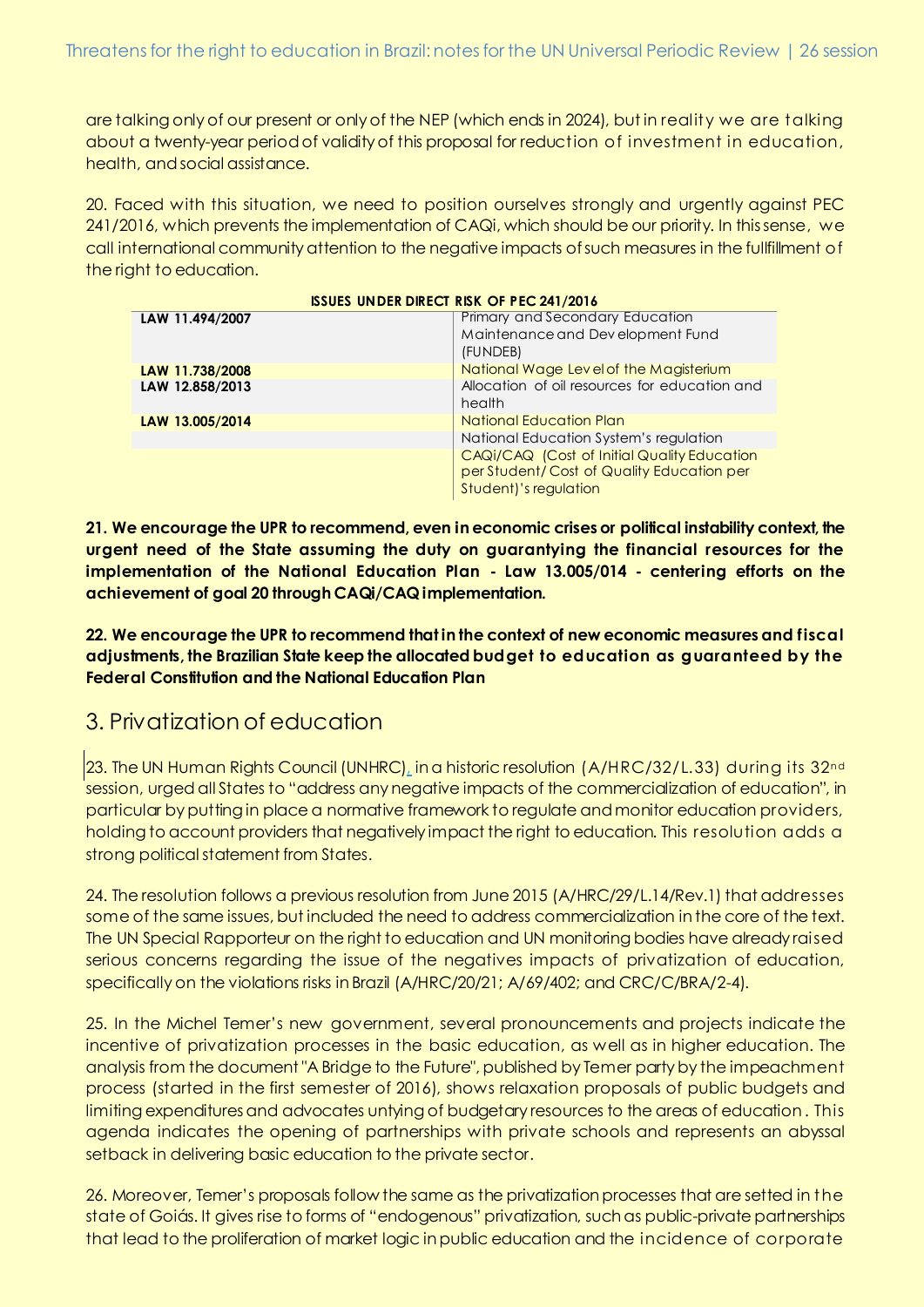are talking only of our present or only of the NEP (which ends in 2024), but in reality we are talking about a twenty-year period of validity of this proposal for reduction of investment in education, health, and social assistance.

20. Faced with this situation, we need to position ourselves strongly and urgently against PEC 241/2016, which prevents the implementation of CAQi, which should be our priority. In this sense, we call international community attention to the negative impacts of such measures in the fullfillment of the right to education.

**ISSUES UNDER DIRECT RISK OF PEC 241/2016**

| | |
|---|---|
| **LAW 11.494/2007** | Primary and Secondary Education Maintenance and Development Fund (FUNDEB) |
| **LAW 11.738/2008** | National Wage Level of the Magisterium |
| **LAW 12.858/2013** | Allocation of oil resources for education and health |
| **LAW 13.005/2014** | National Education Plan |
| | National Education System's regulation |
| | CAQi/CAQ (Cost of Initial Quality Education per Student/ Cost of Quality Education per Student)'s regulation |

**21. We encourage the UPR to recommend, even in economic crises or political instability context, the urgent need of the State assuming the duty on guarantying the financial resources for the implementation of the National Education Plan - Law 13.005/014 - centering efforts on the achievement of goal 20 through CAQi/CAQ implementation.**

**22. We encourage the UPR to recommend that in the context of new economic measures and fiscal adjustments, the Brazilian State keep the allocated budget to education as guaranteed by the Federal Constitution and the National Education Plan**

## 3. Privatization of education

23. The UN Human Rights Council (UNHRC), in a historic resolution (A/HRC/32/L.33) during its 32nd session, urged all States to "address any negative impacts of the commercialization of education", in particular by putting in place a normative framework to regulate and monitor education providers, holding to account providers that negatively impact the right to education. This resolution adds a strong political statement from States.

24. The resolution follows a previous resolution from June 2015 (A/HRC/29/L.14/Rev.1) that addresses some of the same issues, but included the need to address commercialization in the core of the text. The UN Special Rapporteur on the right to education and UN monitoring bodies have already raised serious concerns regarding the issue of the negatives impacts of privatization of education, specifically on the violations risks in Brazil (A/HRC/20/21; A/69/402; and CRC/C/BRA/2-4).

25. In the Michel Temer's new government, several pronouncements and projects indicate the incentive of privatization processes in the basic education, as well as in higher education. The analysis from the document "A Bridge to the Future", published by Temer party by the impeachment process (started in the first semester of 2016), shows relaxation proposals of public budgets and limiting expenditures and advocates untying of budgetary resources to the areas of education. This agenda indicates the opening of partnerships with private schools and represents an abyssal setback in delivering basic education to the private sector.

26. Moreover, Temer's proposals follow the same as the privatization processes that are setted in the state of Goiás. It gives rise to forms of "endogenous" privatization, such as public-private partnerships that lead to the proliferation of market logic in public education and the incidence of corporate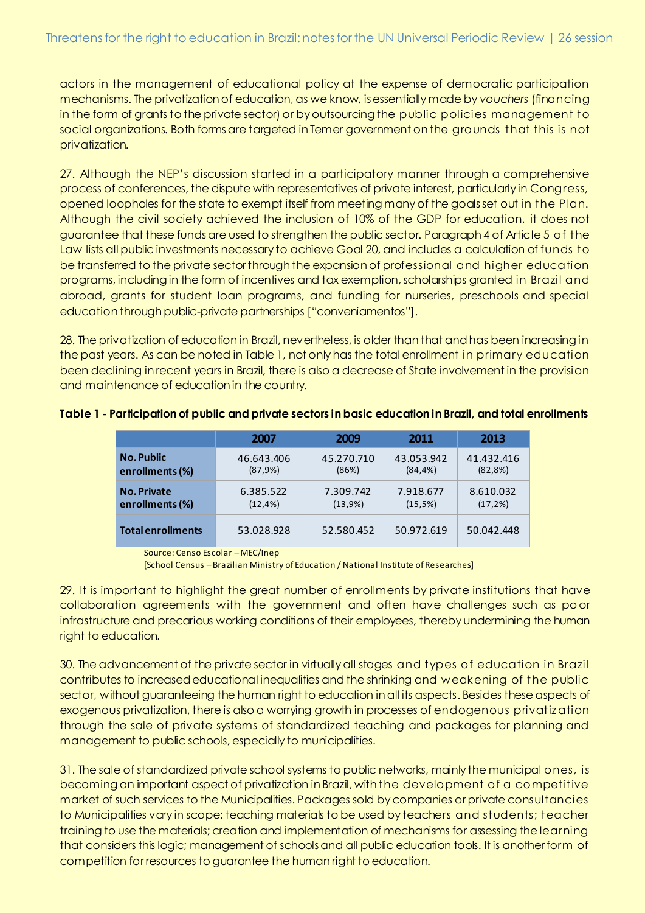actors in the management of educational policy at the expense of democratic participation mechanisms. The privatization of education, as we know, is essentially made by *vouchers* (financing in the form of grants to the private sector) or by outsourcing the public policies management to social organizations. Both forms are targeted in Temer government on the grounds that this is not privatization.

27. Although the NEP's discussion started in a participatory manner through a comprehensive process of conferences, the dispute with representatives of private interest, particularly in Congress, opened loopholes for the state to exempt itself from meeting many of the goals set out in the Plan. Although the civil society achieved the inclusion of 10% of the GDP for education, it does not guarantee that these funds are used to strengthen the public sector. Paragraph 4 of Article 5 of the Law lists all public investments necessary to achieve Goal 20, and includes a calculation of funds to be transferred to the private sector through the expansion of professional and higher education programs, including in the form of incentives and tax exemption, scholarships granted in Brazil and abroad, grants for student loan programs, and funding for nurseries, preschools and special education through public-private partnerships ["conveniamentos"].

28. The privatization of education in Brazil, nevertheless, is older than that and has been increasing in the past years. As can be noted in Table 1, not only has the total enrollment in primary education been declining in recent years in Brazil, there is also a decrease of State involvement in the provision and maintenance of education in the country.

**Table 1 - Participation of public and private sectors in basic education in Brazil, and total enrollments**

| | 2007 | 2009 | 2011 | 2013 |
|---|---|---|---|---|
| **No. Public enrollments (%)** | 46.643.406 (87,9%) | 45.270.710 (86%) | 43.053.942 (84,4%) | 41.432.416 (82,8%) |
| **No. Private enrollments (%)** | 6.385.522 (12,4%) | 7.309.742 (13,9%) | 7.918.677 (15,5%) | 8.610.032 (17,2%) |
| **Total enrollments** | 53.028.928 | 52.580.452 | 50.972.619 | 50.042.448 |

Source: Censo Escolar – MEC/Inep
[School Census – Brazilian Ministry of Education / National Institute of Researches]

29. It is important to highlight the great number of enrollments by private institutions that have collaboration agreements with the government and often have challenges such as poor infrastructure and precarious working conditions of their employees, thereby undermining the human right to education.

30. The advancement of the private sector in virtually all stages and types of education in Brazil contributes to increased educational inequalities and the shrinking and weakening of the public sector, without guaranteeing the human right to education in all its aspects. Besides these aspects of exogenous privatization, there is also a worrying growth in processes of endogenous privatization through the sale of private systems of standardized teaching and packages for planning and management to public schools, especially to municipalities.

31. The sale of standardized private school systems to public networks, mainly the municipal ones, is becoming an important aspect of privatization in Brazil, with the development of a competitive market of such services to the Municipalities. Packages sold by companies or private consultancies to Municipalities vary in scope: teaching materials to be used by teachers and students; teacher training to use the materials; creation and implementation of mechanisms for assessing the learning that considers this logic; management of schools and all public education tools. It is another form of competition for resources to guarantee the human right to education.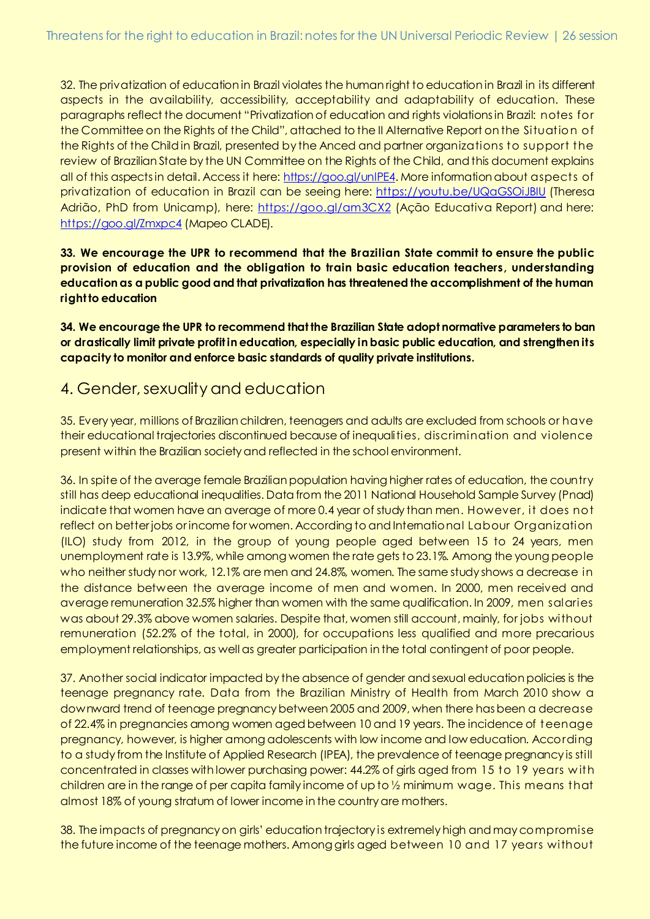32. The privatization of education in Brazil violates the human right to education in Brazil in its different aspects in the availability, accessibility, acceptability and adaptability of education. These paragraphs reflect the document "Privatization of education and rights violations in Brazil: notes for the Committee on the Rights of the Child", attached to the II Alternative Report on the Situation of the Rights of the Child in Brazil, presented by the Anced and partner organizations to support the review of Brazilian State by the UN Committee on the Rights of the Child, and this document explains all of this aspects in detail. Access it here: https://goo.gl/unIPE4. More information about aspects of privatization of education in Brazil can be seeing here: https://youtu.be/UQaGSOiJBIU (Theresa Adrião, PhD from Unicamp), here: https://goo.gl/am3CX2 (Ação Educativa Report) and here: https://goo.gl/Zmxpc4 (Mapeo CLADE).

**33. We encourage the UPR to recommend that the Brazilian State commit to ensure the public provision of education and the obligation to train basic education teachers, understanding education as a public good and that privatization has threatened the accomplishment of the human right to education**

**34. We encourage the UPR to recommend that the Brazilian State adopt normative parameters to ban or drastically limit private profit in education, especially in basic public education, and strengthen its capacity to monitor and enforce basic standards of quality private institutions.**

## 4. Gender, sexuality and education

35. Every year, millions of Brazilian children, teenagers and adults are excluded from schools or have their educational trajectories discontinued because of inequalities, discrimination and violence present within the Brazilian society and reflected in the school environment.

36. In spite of the average female Brazilian population having higher rates of education, the country still has deep educational inequalities. Data from the 2011 National Household Sample Survey (Pnad) indicate that women have an average of more 0.4 year of study than men. However, it does not reflect on better jobs or income for women. According to and International Labour Organization (ILO) study from 2012, in the group of young people aged between 15 to 24 years, men unemployment rate is 13.9%, while among women the rate gets to 23.1%. Among the young people who neither study nor work, 12.1% are men and 24.8%, women. The same study shows a decrease in the distance between the average income of men and women. In 2000, men received and average remuneration 32.5% higher than women with the same qualification. In 2009, men salaries was about 29.3% above women salaries. Despite that, women still account, mainly, for jobs without remuneration (52.2% of the total, in 2000), for occupations less qualified and more precarious employment relationships, as well as greater participation in the total contingent of poor people.

37. Another social indicator impacted by the absence of gender and sexual education policies is the teenage pregnancy rate. Data from the Brazilian Ministry of Health from March 2010 show a downward trend of teenage pregnancy between 2005 and 2009, when there has been a decrease of 22.4% in pregnancies among women aged between 10 and 19 years. The incidence of teenage pregnancy, however, is higher among adolescents with low income and low education. According to a study from the Institute of Applied Research (IPEA), the prevalence of teenage pregnancy is still concentrated in classes with lower purchasing power: 44.2% of girls aged from 15 to 19 years with children are in the range of per capita family income of up to ½ minimum wage. This means that almost 18% of young stratum of lower income in the country are mothers.

38. The impacts of pregnancy on girls' education trajectory is extremely high and may compromise the future income of the teenage mothers. Among girls aged between 10 and 17 years without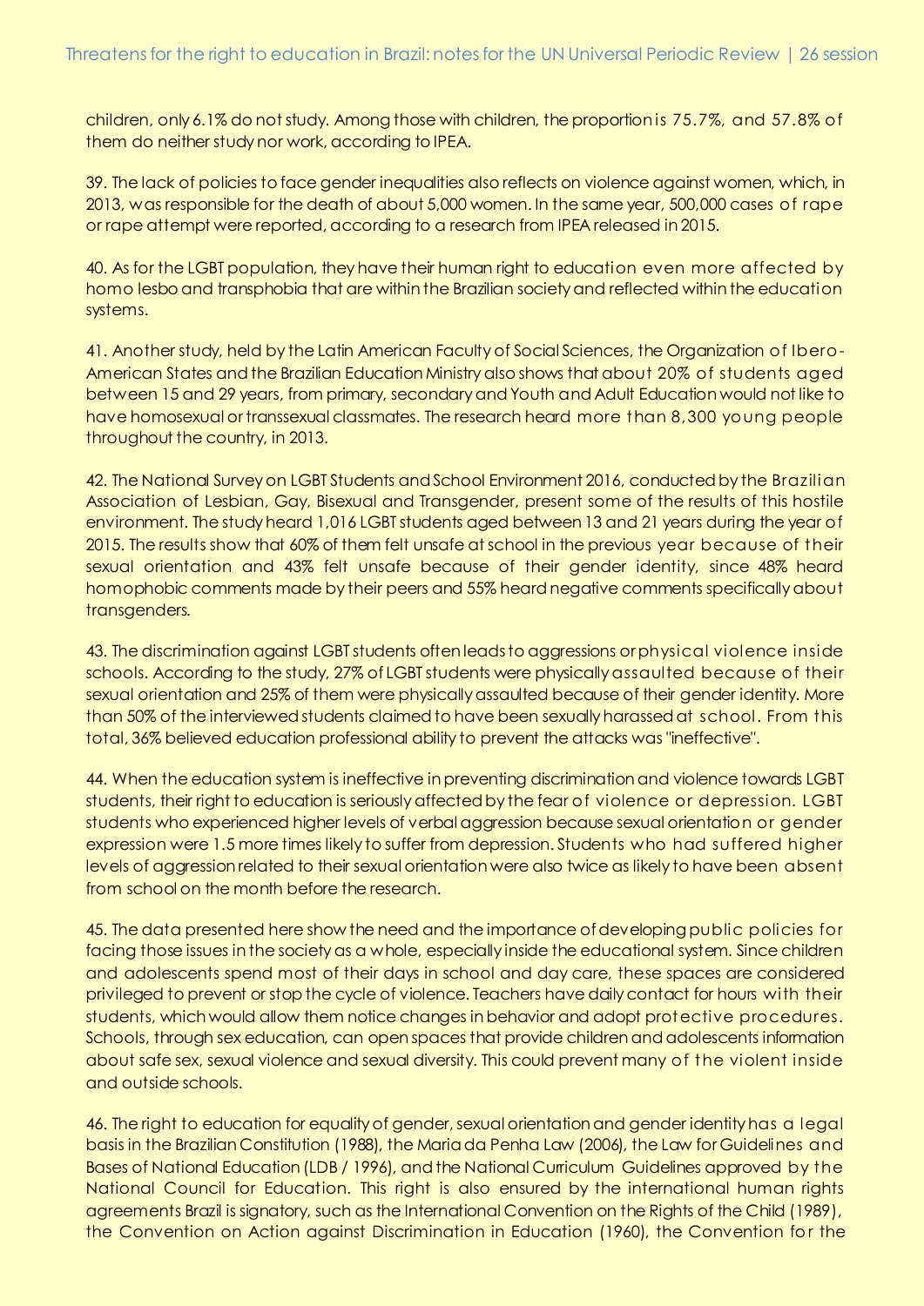children, only 6.1% do not study. Among those with children, the proportion is 75.7%, and 57.8% of them do neither study nor work, according to IPEA.

39. The lack of policies to face gender inequalities also reflects on violence against women, which, in 2013, was responsible for the death of about 5,000 women. In the same year, 500,000 cases of rape or rape attempt were reported, according to a research from IPEA released in 2015.

40. As for the LGBT population, they have their human right to education even more affected by homo lesbo and transphobia that are within the Brazilian society and reflected within the education systems.

41. Another study, held by the Latin American Faculty of Social Sciences, the Organization of Ibero-American States and the Brazilian Education Ministry also shows that about 20% of students aged between 15 and 29 years, from primary, secondary and Youth and Adult Education would not like to have homosexual or transsexual classmates. The research heard more than 8,300 young people throughout the country, in 2013.

42. The National Survey on LGBT Students and School Environment 2016, conducted by the Brazilian Association of Lesbian, Gay, Bisexual and Transgender, present some of the results of this hostile environment. The study heard 1,016 LGBT students aged between 13 and 21 years during the year of 2015. The results show that 60% of them felt unsafe at school in the previous year because of their sexual orientation and 43% felt unsafe because of their gender identity, since 48% heard homophobic comments made by their peers and 55% heard negative comments specifically about transgenders.

43. The discrimination against LGBT students often leads to aggressions or physical violence inside schools. According to the study, 27% of LGBT students were physically assaulted because of their sexual orientation and 25% of them were physically assaulted because of their gender identity. More than 50% of the interviewed students claimed to have been sexually harassed at school. From this total, 36% believed education professional ability to prevent the attacks was "ineffective".

44. When the education system is ineffective in preventing discrimination and violence towards LGBT students, their right to education is seriously affected by the fear of violence or depression. LGBT students who experienced higher levels of verbal aggression because sexual orientation or gender expression were 1.5 more times likely to suffer from depression. Students who had suffered higher levels of aggression related to their sexual orientation were also twice as likely to have been absent from school on the month before the research.

45. The data presented here show the need and the importance of developing public policies for facing those issues in the society as a whole, especially inside the educational system. Since children and adolescents spend most of their days in school and day care, these spaces are considered privileged to prevent or stop the cycle of violence. Teachers have daily contact for hours with their students, which would allow them notice changes in behavior and adopt protective procedures. Schools, through sex education, can open spaces that provide children and adolescents information about safe sex, sexual violence and sexual diversity. This could prevent many of the violent inside and outside schools.

46. The right to education for equality of gender, sexual orientation and gender identity has a legal basis in the Brazilian Constitution (1988), the Maria da Penha Law (2006), the Law for Guidelines and Bases of National Education (LDB / 1996), and the National Curriculum Guidelines approved by the National Council for Education. This right is also ensured by the international human rights agreements Brazil is signatory, such as the International Convention on the Rights of the Child (1989), the Convention on Action against Discrimination in Education (1960), the Convention for the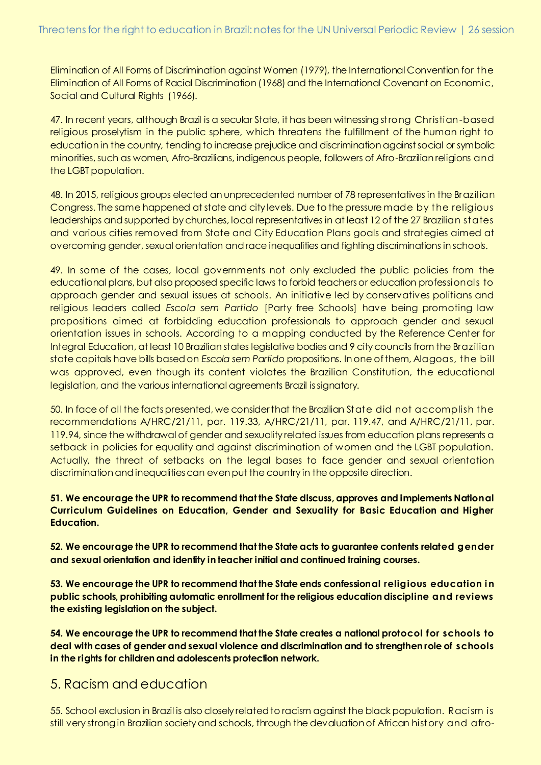Elimination of All Forms of Discrimination against Women (1979), the International Convention for the Elimination of All Forms of Racial Discrimination (1968) and the International Covenant on Economic, Social and Cultural Rights (1966).

47. In recent years, although Brazil is a secular State, it has been witnessing strong Christian-based religious proselytism in the public sphere, which threatens the fulfillment of the human right to education in the country, tending to increase prejudice and discrimination against social or symbolic minorities, such as women, Afro-Brazilians, indigenous people, followers of Afro-Brazilian religions and the LGBT population.

48. In 2015, religious groups elected an unprecedented number of 78 representatives in the Brazilian Congress. The same happened at state and city levels. Due to the pressure made by the religious leaderships and supported by churches, local representatives in at least 12 of the 27 Brazilian states and various cities removed from State and City Education Plans goals and strategies aimed at overcoming gender, sexual orientation and race inequalities and fighting discriminations in schools.

49. In some of the cases, local governments not only excluded the public policies from the educational plans, but also proposed specific laws to forbid teachers or education professionals to approach gender and sexual issues at schools. An initiative led by conservatives politians and religious leaders called *Escola sem Partido* [Party free Schools] have being promoting law propositions aimed at forbidding education professionals to approach gender and sexual orientation issues in schools. According to a mapping conducted by the Reference Center for Integral Education, at least 10 Brazilian states legislative bodies and 9 city councils from the Brazilian state capitals have bills based on *Escola sem Partido* propositions. In one of them, Alagoas, the bill was approved, even though its content violates the Brazilian Constitution, the educational legislation, and the various international agreements Brazil is signatory.

50. In face of all the facts presented, we consider that the Brazilian State did not accomplish the recommendations A/HRC/21/11, par. 119.33, A/HRC/21/11, par. 119.47, and A/HRC/21/11, par. 119.94, since the withdrawal of gender and sexuality related issues from education plans represents a setback in policies for equality and against discrimination of women and the LGBT population. Actually, the threat of setbacks on the legal bases to face gender and sexual orientation discrimination and inequalities can even put the country in the opposite direction.

**51. We encourage the UPR to recommend that the State discuss, approves and implements National Curriculum Guidelines on Education, Gender and Sexuality for Basic Education and Higher Education.**

**52. We encourage the UPR to recommend that the State acts to guarantee contents related gender and sexual orientation and identity in teacher initial and continued training courses.**

**53. We encourage the UPR to recommend that the State ends confessional religious education in public schools, prohibiting automatic enrollment for the religious education discipline and reviews the existing legislation on the subject.**

**54. We encourage the UPR to recommend that the State creates a national protocol for schools to deal with cases of gender and sexual violence and discrimination and to strengthen role of schools in the rights for children and adolescents protection network.**

## 5. Racism and education

55. School exclusion in Brazil is also closely related to racism against the black population. Racism is still very strong in Brazilian society and schools, through the devaluation of African history and afro-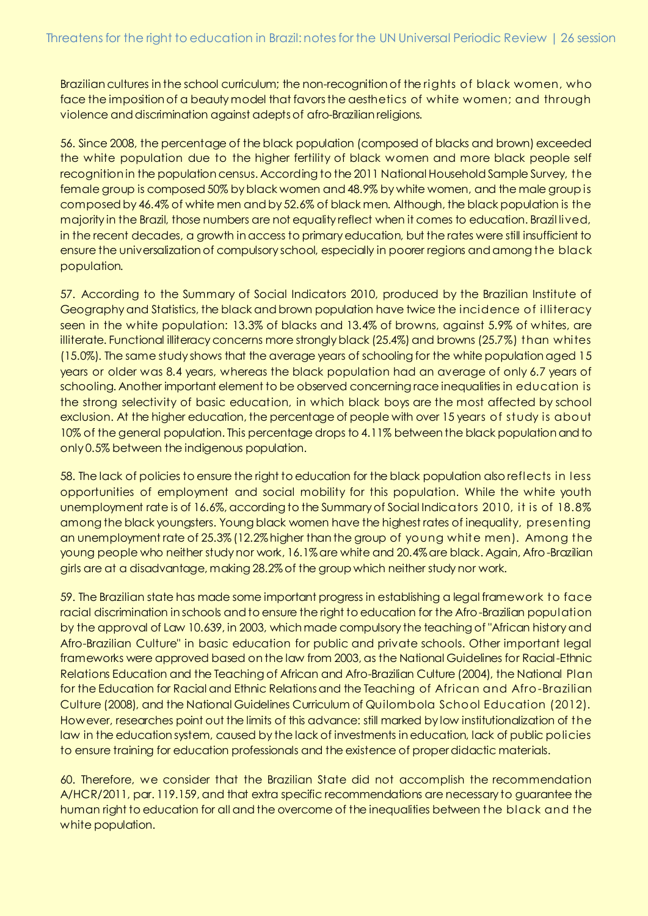Brazilian cultures in the school curriculum; the non-recognition of the rights of black women, who face the imposition of a beauty model that favors the aesthetics of white women; and through violence and discrimination against adepts of afro-Brazilian religions.

56. Since 2008, the percentage of the black population (composed of blacks and brown) exceeded the white population due to the higher fertility of black women and more black people self recognition in the population census. According to the 2011 National Household Sample Survey, the female group is composed 50% by black women and 48.9% by white women, and the male group is composed by 46.4% of white men and by 52.6% of black men. Although, the black population is the majority in the Brazil, those numbers are not equality reflect when it comes to education. Brazil lived, in the recent decades, a growth in access to primary education, but the rates were still insufficient to ensure the universalization of compulsory school, especially in poorer regions and among the black population.

57. According to the Summary of Social Indicators 2010, produced by the Brazilian Institute of Geography and Statistics, the black and brown population have twice the incidence of illiteracy seen in the white population: 13.3% of blacks and 13.4% of browns, against 5.9% of whites, are illiterate. Functional illiteracy concerns more strongly black (25.4%) and browns (25.7%) than whites (15.0%). The same study shows that the average years of schooling for the white population aged 15 years or older was 8.4 years, whereas the black population had an average of only 6.7 years of schooling. Another important element to be observed concerning race inequalities in education is the strong selectivity of basic education, in which black boys are the most affected by school exclusion. At the higher education, the percentage of people with over 15 years of study is about 10% of the general population. This percentage drops to 4.11% between the black population and to only 0.5% between the indigenous population.

58. The lack of policies to ensure the right to education for the black population also reflects in less opportunities of employment and social mobility for this population. While the white youth unemployment rate is of 16.6%, according to the Summary of Social Indicators 2010, it is of 18.8% among the black youngsters. Young black women have the highest rates of inequality, presenting an unemployment rate of 25.3% (12.2% higher than the group of young white men). Among the young people who neither study nor work, 16.1% are white and 20.4% are black. Again, Afro-Brazilian girls are at a disadvantage, making 28.2% of the group which neither study nor work.

59. The Brazilian state has made some important progress in establishing a legal framework to face racial discrimination in schools and to ensure the right to education for the Afro-Brazilian population by the approval of Law 10.639, in 2003, which made compulsory the teaching of "African history and Afro-Brazilian Culture" in basic education for public and private schools. Other important legal frameworks were approved based on the law from 2003, as the National Guidelines for Racial-Ethnic Relations Education and the Teaching of African and Afro-Brazilian Culture (2004), the National Plan for the Education for Racial and Ethnic Relations and the Teaching of African and Afro-Brazilian Culture (2008), and the National Guidelines Curriculum of Quilombola School Education (2012). However, researches point out the limits of this advance: still marked by low institutionalization of the law in the education system, caused by the lack of investments in education, lack of public policies to ensure training for education professionals and the existence of proper didactic materials.

60. Therefore, we consider that the Brazilian State did not accomplish the recommendation A/HCR/2011, par. 119.159, and that extra specific recommendations are necessary to guarantee the human right to education for all and the overcome of the inequalities between the black and the white population.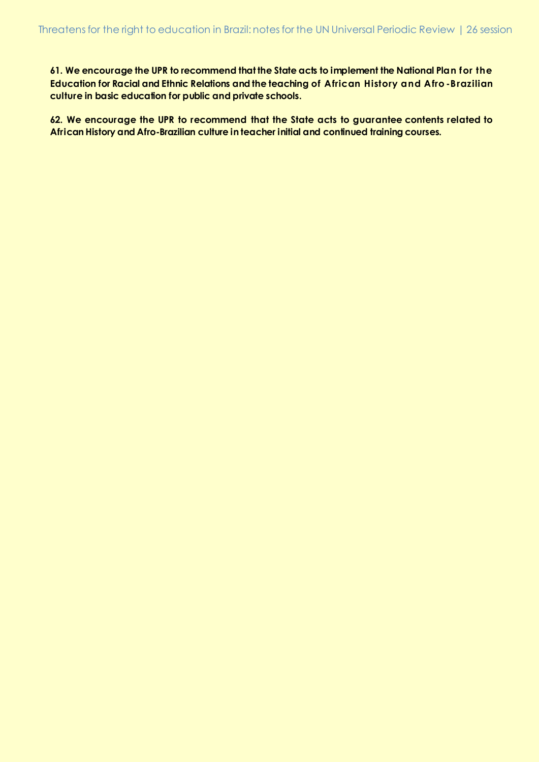**61. We encourage the UPR to recommend that the State acts to implement the National Plan for the Education for Racial and Ethnic Relations and the teaching of African History and Afro-Brazilian culture in basic education for public and private schools.**

**62. We encourage the UPR to recommend that the State acts to guarantee contents related to African History and Afro-Brazilian culture in teacher initial and continued training courses.**